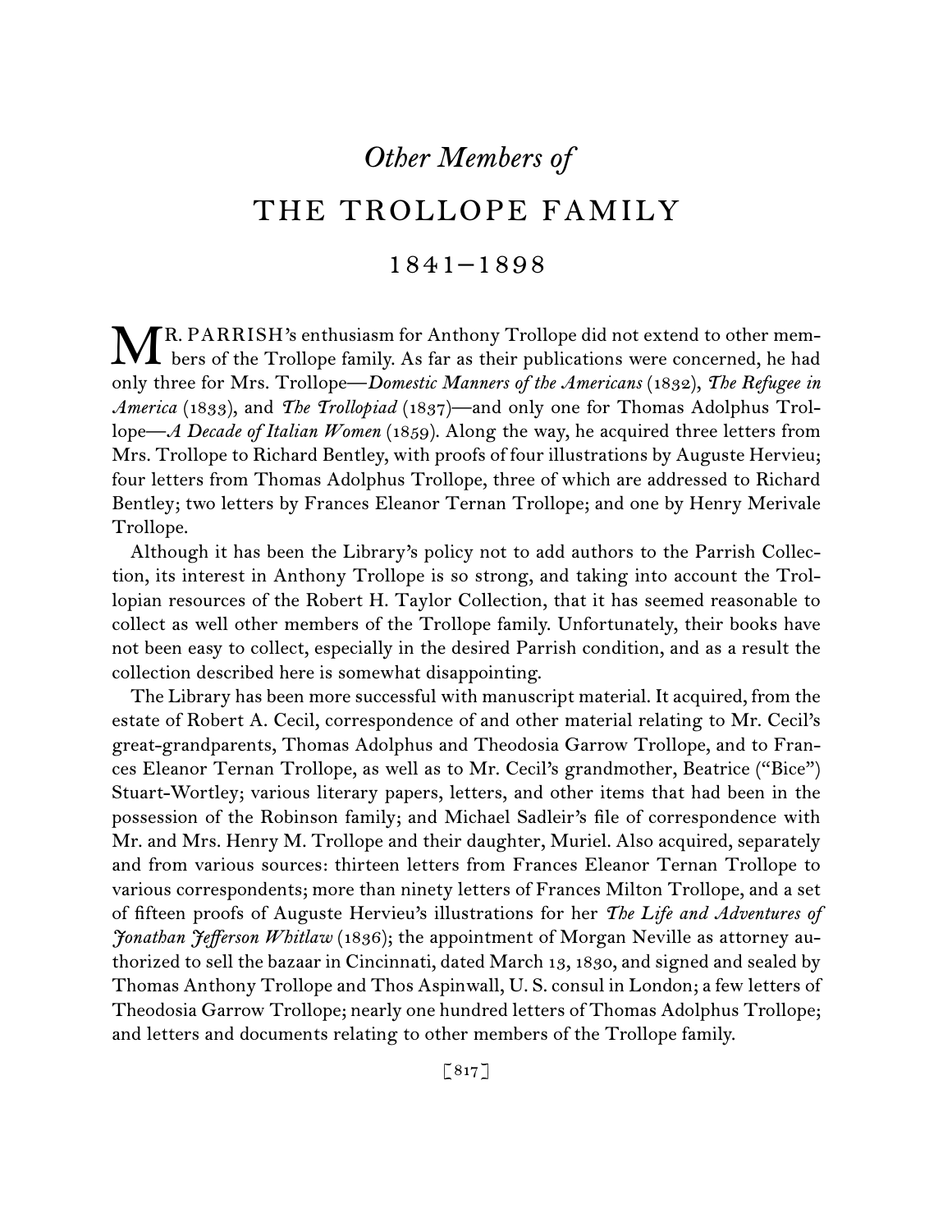## *Other Members of*

# THE TROLLOPE FAMILY

## 1841–1898

MR. PARRISH's enthusiasm for Anthony Trollope did not extend to other members of the Trollope family. As far as their publications were concerned, he had only three for Mrs. Trollope—*Domestic Manners of the Americans* (1832), *The Refugee in America* (1833), and *The Trollopiad* (1837)—and only one for Thomas Adolphus Trollope—*A Decade of Italian Women* (1859). Along the way, he acquired three letters from Mrs. Trollope to Richard Bentley, with proofs of four illustrations by Auguste Hervieu; four letters from Thomas Adolphus Trollope, three of which are addressed to Richard Bentley; two letters by Frances Eleanor Ternan Trollope; and one by Henry Merivale Trollope.

Although it has been the Library's policy not to add authors to the Parrish Collection, its interest in Anthony Trollope is so strong, and taking into account the Trollopian resources of the Robert H. Taylor Collection, that it has seemed reasonable to collect as well other members of the Trollope family. Unfortunately, their books have not been easy to collect, especially in the desired Parrish condition, and as a result the collection described here is somewhat disappointing.

The Library has been more successful with manuscript material. It acquired, from the estate of Robert A. Cecil, correspondence of and other material relating to Mr. Cecil's great-grandparents, Thomas Adolphus and Theodosia Garrow Trollope, and to Frances Eleanor Ternan Trollope, as well as to Mr. Cecil's grandmother, Beatrice ("Bice") Stuart-Wortley; various literary papers, letters, and other items that had been in the possession of the Robinson family; and Michael Sadleir's file of correspondence with Mr. and Mrs. Henry M. Trollope and their daughter, Muriel. Also acquired, separately and from various sources: thirteen letters from Frances Eleanor Ternan Trollope to various correspondents; more than ninety letters of Frances Milton Trollope, and a set of fifteen proofs of Auguste Hervieu's illustrations for her *The Life and Adventures of Jonathan Jefferson Whitlaw* (1836); the appointment of Morgan Neville as attorney authorized to sell the bazaar in Cincinnati, dated March 13, 1830, and signed and sealed by Thomas Anthony Trollope and Thos Aspinwall, U. S. consul in London; a few letters of Theodosia Garrow Trollope; nearly one hundred letters of Thomas Adolphus Trollope; and letters and documents relating to other members of the Trollope family.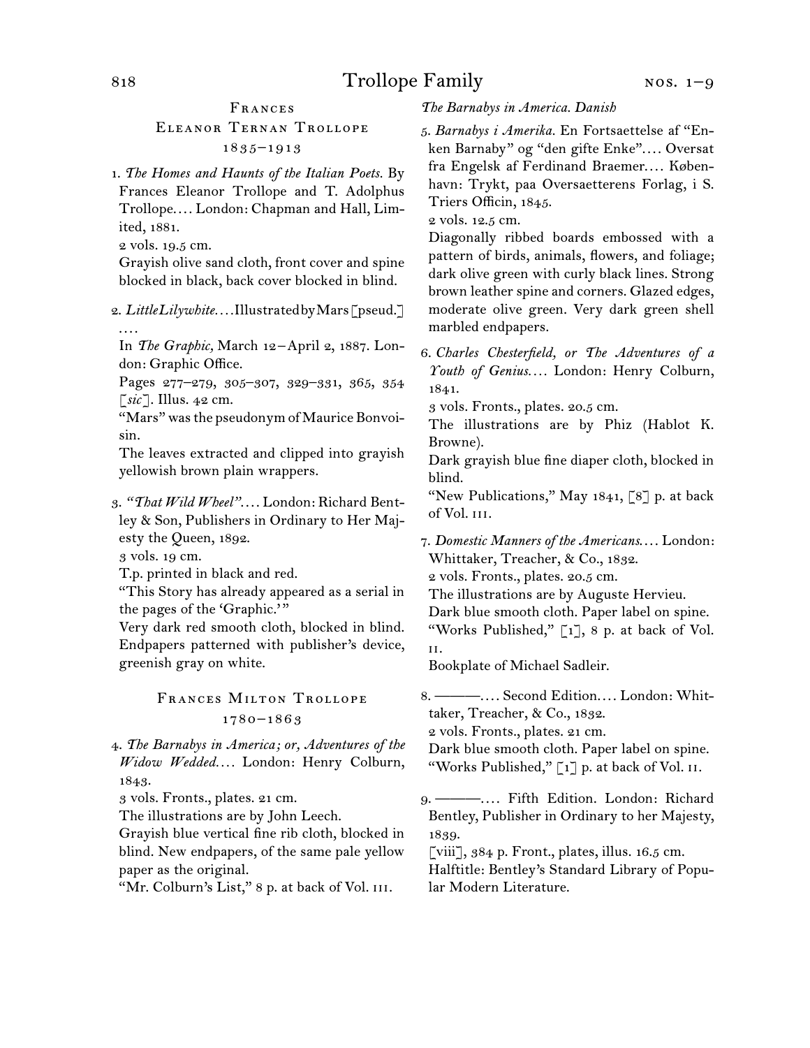## Frances Eleanor Ternan Trollope
### 1835–1913

1. *The Homes and Haunts of the Italian Poets.* By Frances Eleanor Trollope and T. Adolphus Trollope.... London: Chapman and Hall, Limited, 1881.
   2 vols. 19.5 cm.
   Grayish olive sand cloth, front cover and spine blocked in black, back cover blocked in blind.

2. *Little Lilywhite.*... Illustrated by Mars [pseud.] ....
   In *The Graphic,* March 12–April 2, 1887. London: Graphic Office.
   Pages 277–279, 305–307, 329–331, 365, 354 [*sic*]. Illus. 42 cm.
   "Mars" was the pseudonym of Maurice Bonvoisin.
   The leaves extracted and clipped into grayish yellowish brown plain wrappers.

3. *"That Wild Wheel".*... London: Richard Bentley & Son, Publishers in Ordinary to Her Majesty the Queen, 1892.
   3 vols. 19 cm.
   T.p. printed in black and red.
   "This Story has already appeared as a serial in the pages of the 'Graphic.'"
   Very dark red smooth cloth, blocked in blind. Endpapers patterned with publisher's device, greenish gray on white.

## Frances Milton Trollope
### 1780–1863

4. *The Barnabys in America; or, Adventures of the Widow Wedded....* London: Henry Colburn, 1843.
   3 vols. Fronts., plates. 21 cm.
   The illustrations are by John Leech.
   Grayish blue vertical fine rib cloth, blocked in blind. New endpapers, of the same pale yellow paper as the original.
   "Mr. Colburn's List," 8 p. at back of Vol. III.

*The Barnabys in America. Danish*

5. *Barnabys i Amerika.* En Fortsaettelse af "Enken Barnaby" og "den gifte Enke".... Oversat fra Engelsk af Ferdinand Braemer.... København: Trykt, paa Oversaetterens Forlag, i S. Triers Officin, 1845.
   2 vols. 12.5 cm.
   Diagonally ribbed boards embossed with a pattern of birds, animals, flowers, and foliage; dark olive green with curly black lines. Strong brown leather spine and corners. Glazed edges, moderate olive green. Very dark green shell marbled endpapers.

6. *Charles Chesterfield, or The Adventures of a Youth of Genius....* London: Henry Colburn, 1841.
   3 vols. Fronts., plates. 20.5 cm.
   The illustrations are by Phiz (Hablot K. Browne).
   Dark grayish blue fine diaper cloth, blocked in blind.
   "New Publications," May 1841, [8] p. at back of Vol. III.

7. *Domestic Manners of the Americans....* London: Whittaker, Treacher, & Co., 1832.
   2 vols. Fronts., plates. 20.5 cm.
   The illustrations are by Auguste Hervieu.
   Dark blue smooth cloth. Paper label on spine.
   "Works Published," [1], 8 p. at back of Vol. II.
   Bookplate of Michael Sadleir.

8. ———.... Second Edition.... London: Whittaker, Treacher, & Co., 1832.
   2 vols. Fronts., plates. 21 cm.
   Dark blue smooth cloth. Paper label on spine.
   "Works Published," [1] p. at back of Vol. II.

9. ———.... Fifth Edition. London: Richard Bentley, Publisher in Ordinary to her Majesty, 1839.
   [viii], 384 p. Front., plates, illus. 16.5 cm.
   Halftitle: Bentley's Standard Library of Popular Modern Literature.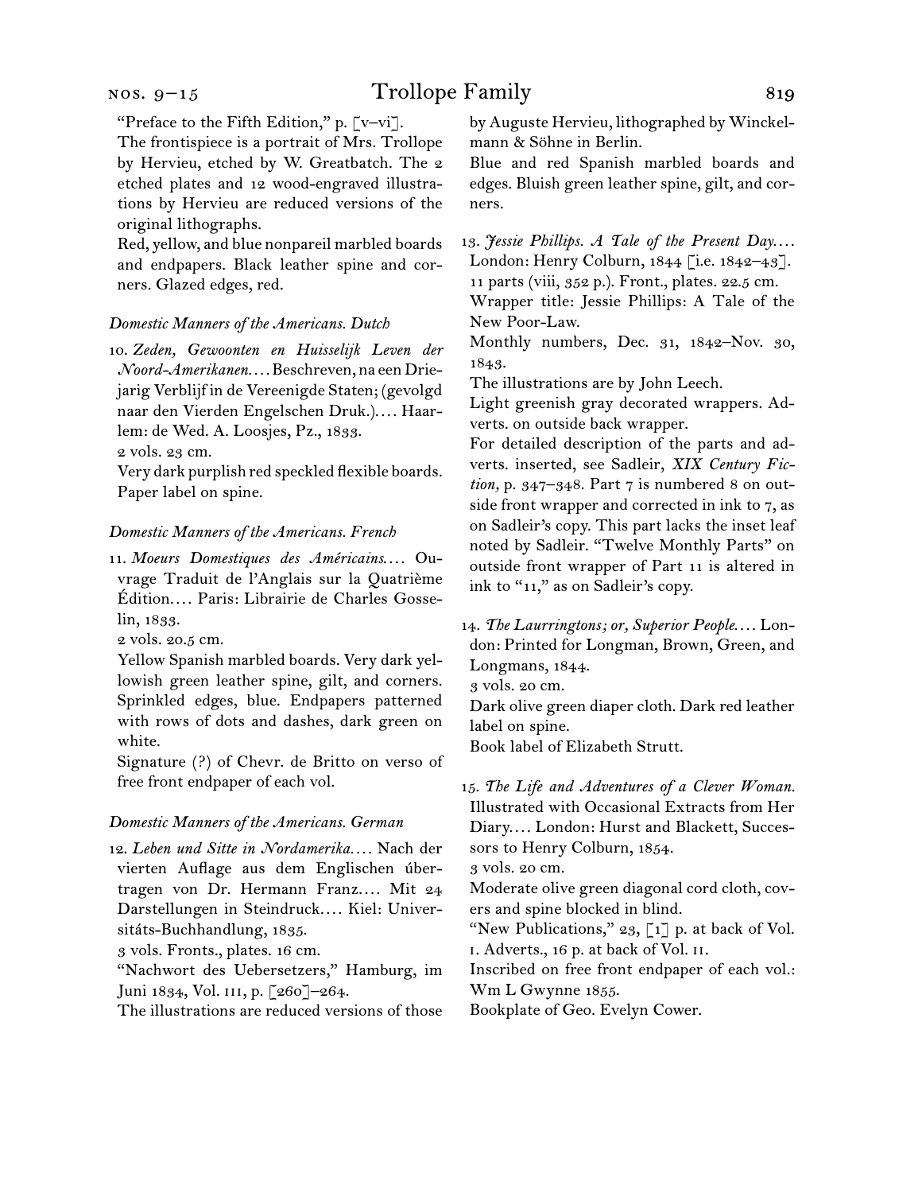"Preface to the Fifth Edition," p. [v–vi].

The frontispiece is a portrait of Mrs. Trollope by Hervieu, etched by W. Greatbatch. The 2 etched plates and 12 wood-engraved illustrations by Hervieu are reduced versions of the original lithographs.

Red, yellow, and blue nonpareil marbled boards and endpapers. Black leather spine and corners. Glazed edges, red.

*Domestic Manners of the Americans. Dutch*

10. *Zeden, Gewoonten en Huisselijk Leven der Noord-Amerikanen.…* Beschreven, na een Driejarig Verblijf in de Vereenigde Staten; (gevolgd naar den Vierden Engelschen Druk.).… Haarlem: de Wed. A. Loosjes, Pz., 1833.

2 vols. 23 cm.

Very dark purplish red speckled flexible boards. Paper label on spine.

*Domestic Manners of the Americans. French*

11. *Moeurs Domestiques des Américains.…* Ouvrage Traduit de l'Anglais sur la Quatrième Édition.… Paris: Librairie de Charles Gosselin, 1833.

2 vols. 20.5 cm.

Yellow Spanish marbled boards. Very dark yellowish green leather spine, gilt, and corners. Sprinkled edges, blue. Endpapers patterned with rows of dots and dashes, dark green on white.

Signature (?) of Chevr. de Britto on verso of free front endpaper of each vol.

*Domestic Manners of the Americans. German*

12. *Leben und Sitte in Nordamerika.…* Nach der vierten Auflage aus dem Englischen übertragen von Dr. Hermann Franz.… Mit 24 Darstellungen in Steindruck.… Kiel: Universitäts-Buchhandlung, 1835.

3 vols. Fronts., plates. 16 cm.

"Nachwort des Uebersetzers," Hamburg, im Juni 1834, Vol. III, p. [260]–264.

The illustrations are reduced versions of those by Auguste Hervieu, lithographed by Winckelmann & Söhne in Berlin.

Blue and red Spanish marbled boards and edges. Bluish green leather spine, gilt, and corners.

13. *Jessie Phillips. A Tale of the Present Day.…* London: Henry Colburn, 1844 [i.e. 1842–43].

11 parts (viii, 352 p.). Front., plates. 22.5 cm.

Wrapper title: Jessie Phillips: A Tale of the New Poor-Law.

Monthly numbers, Dec. 31, 1842–Nov. 30, 1843.

The illustrations are by John Leech.

Light greenish gray decorated wrappers. Adverts. on outside back wrapper.

For detailed description of the parts and adverts. inserted, see Sadleir, *XIX Century Fiction,* p. 347–348. Part 7 is numbered 8 on outside front wrapper and corrected in ink to 7, as on Sadleir's copy. This part lacks the inset leaf noted by Sadleir. "Twelve Monthly Parts" on outside front wrapper of Part 11 is altered in ink to "11," as on Sadleir's copy.

14. *The Laurringtons; or, Superior People.…* London: Printed for Longman, Brown, Green, and Longmans, 1844.

3 vols. 20 cm.

Dark olive green diaper cloth. Dark red leather label on spine.

Book label of Elizabeth Strutt.

15. *The Life and Adventures of a Clever Woman.* Illustrated with Occasional Extracts from Her Diary.… London: Hurst and Blackett, Successors to Henry Colburn, 1854.

3 vols. 20 cm.

Moderate olive green diagonal cord cloth, covers and spine blocked in blind.

"New Publications," 23, [1] p. at back of Vol. I. Adverts., 16 p. at back of Vol. II.

Inscribed on free front endpaper of each vol.: Wm L Gwynne 1855.

Bookplate of Geo. Evelyn Cower.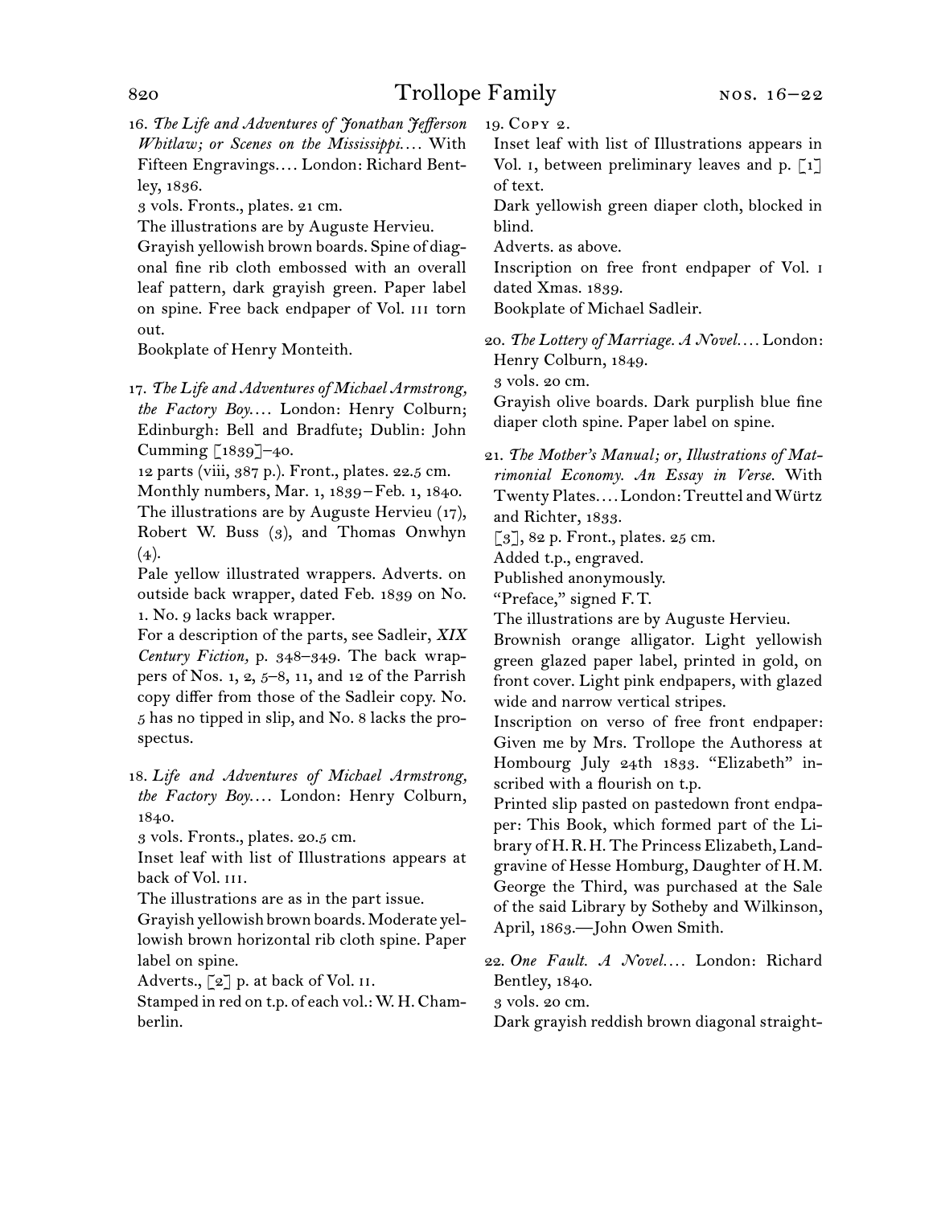16. *The Life and Adventures of Jonathan Jefferson Whitlaw; or Scenes on the Mississippi. . . .* With Fifteen Engravings. . . . London: Richard Bentley, 1836.

3 vols. Fronts., plates. 21 cm.

The illustrations are by Auguste Hervieu.

Grayish yellowish brown boards. Spine of diagonal fine rib cloth embossed with an overall leaf pattern, dark grayish green. Paper label on spine. Free back endpaper of Vol. III torn out.

Bookplate of Henry Monteith.

17. *The Life and Adventures of Michael Armstrong, the Factory Boy. . . .* London: Henry Colburn; Edinburgh: Bell and Bradfute; Dublin: John Cumming [1839]–40.

12 parts (viii, 387 p.). Front., plates. 22.5 cm.

Monthly numbers, Mar. 1, 1839–Feb. 1, 1840.

The illustrations are by Auguste Hervieu (17), Robert W. Buss (3), and Thomas Onwhyn (4).

Pale yellow illustrated wrappers. Adverts. on outside back wrapper, dated Feb. 1839 on No. 1. No. 9 lacks back wrapper.

For a description of the parts, see Sadleir, *XIX Century Fiction,* p. 348–349. The back wrappers of Nos. 1, 2, 5–8, 11, and 12 of the Parrish copy differ from those of the Sadleir copy. No. 5 has no tipped in slip, and No. 8 lacks the prospectus.

18. *Life and Adventures of Michael Armstrong, the Factory Boy. . . .* London: Henry Colburn, 1840.

3 vols. Fronts., plates. 20.5 cm.

Inset leaf with list of Illustrations appears at back of Vol. III.

The illustrations are as in the part issue.

Grayish yellowish brown boards. Moderate yellowish brown horizontal rib cloth spine. Paper label on spine.

Adverts., [2] p. at back of Vol. II.

Stamped in red on t.p. of each vol.: W. H. Chamberlin.

19. Copy 2.

Inset leaf with list of Illustrations appears in Vol. I, between preliminary leaves and p. [1] of text.

Dark yellowish green diaper cloth, blocked in blind.

Adverts. as above.

Inscription on free front endpaper of Vol. I dated Xmas. 1839.

Bookplate of Michael Sadleir.

20. *The Lottery of Marriage. A Novel. . . .* London: Henry Colburn, 1849.

3 vols. 20 cm.

Grayish olive boards. Dark purplish blue fine diaper cloth spine. Paper label on spine.

21. *The Mother's Manual; or, Illustrations of Matrimonial Economy. An Essay in Verse.* With Twenty Plates. . . . London: Treuttel and Würtz and Richter, 1833.

[3], 82 p. Front., plates. 25 cm.

Added t.p., engraved.

Published anonymously.

"Preface," signed F. T.

The illustrations are by Auguste Hervieu.

Brownish orange alligator. Light yellowish green glazed paper label, printed in gold, on front cover. Light pink endpapers, with glazed wide and narrow vertical stripes.

Inscription on verso of free front endpaper: Given me by Mrs. Trollope the Authoress at Hombourg July 24th 1833. "Elizabeth" inscribed with a flourish on t.p.

Printed slip pasted on pastedown front endpaper: This Book, which formed part of the Library of H. R. H. The Princess Elizabeth, Landgravine of Hesse Homburg, Daughter of H. M. George the Third, was purchased at the Sale of the said Library by Sotheby and Wilkinson, April, 1863.—John Owen Smith.

22. *One Fault. A Novel. . . .* London: Richard Bentley, 1840.

3 vols. 20 cm.

Dark grayish reddish brown diagonal straight-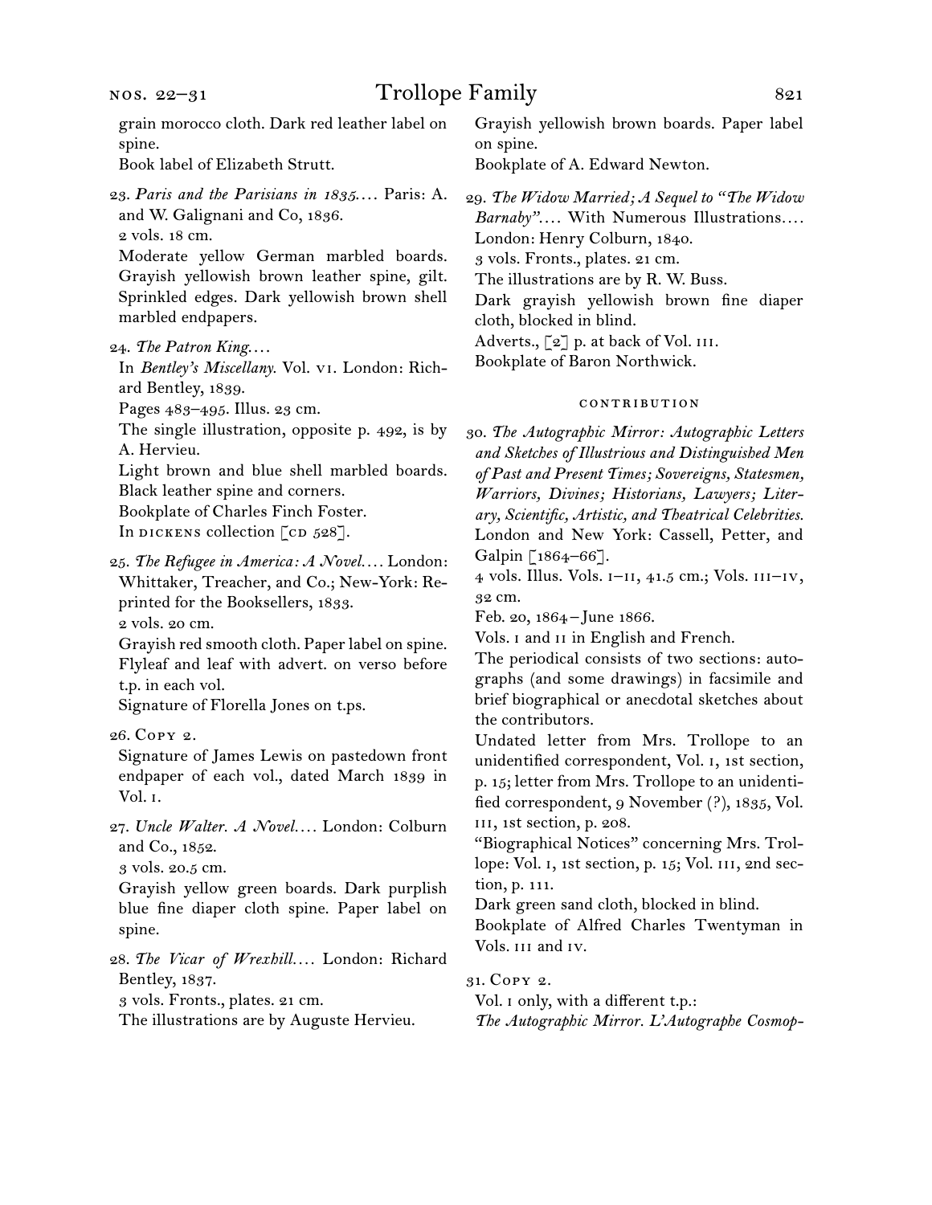grain morocco cloth. Dark red leather label on spine.
Book label of Elizabeth Strutt.

23. *Paris and the Parisians in 1835.*… Paris: A. and W. Galignani and Co, 1836.
2 vols. 18 cm.
Moderate yellow German marbled boards. Grayish yellowish brown leather spine, gilt. Sprinkled edges. Dark yellowish brown shell marbled endpapers.

24. *The Patron King.*…
In *Bentley's Miscellany.* Vol. vi. London: Richard Bentley, 1839.
Pages 483–495. Illus. 23 cm.
The single illustration, opposite p. 492, is by A. Hervieu.
Light brown and blue shell marbled boards. Black leather spine and corners.
Bookplate of Charles Finch Foster.
In dickens collection [cd 528].

25. *The Refugee in America: A Novel.*… London: Whittaker, Treacher, and Co.; New-York: Reprinted for the Booksellers, 1833.
2 vols. 20 cm.
Grayish red smooth cloth. Paper label on spine.
Flyleaf and leaf with advert. on verso before t.p. in each vol.
Signature of Florella Jones on t.ps.

26. Copy 2.
Signature of James Lewis on pastedown front endpaper of each vol., dated March 1839 in Vol. i.

27. *Uncle Walter. A Novel.*… London: Colburn and Co., 1852.
3 vols. 20.5 cm.
Grayish yellow green boards. Dark purplish blue fine diaper cloth spine. Paper label on spine.

28. *The Vicar of Wrexhill.*… London: Richard Bentley, 1837.
3 vols. Fronts., plates. 21 cm.
The illustrations are by Auguste Hervieu.
Grayish yellowish brown boards. Paper label on spine.
Bookplate of A. Edward Newton.

29. *The Widow Married; A Sequel to "The Widow Barnaby".*… With Numerous Illustrations.… London: Henry Colburn, 1840.
3 vols. Fronts., plates. 21 cm.
The illustrations are by R. W. Buss.
Dark grayish yellowish brown fine diaper cloth, blocked in blind.
Adverts., [2] p. at back of Vol. iii.
Bookplate of Baron Northwick.

### contribution

30. *The Autographic Mirror: Autographic Letters and Sketches of Illustrious and Distinguished Men of Past and Present Times; Sovereigns, Statesmen, Warriors, Divines; Historians, Lawyers; Literary, Scientific, Artistic, and Theatrical Celebrities.* London and New York: Cassell, Petter, and Galpin [1864–66].
4 vols. Illus. Vols. i–ii, 41.5 cm.; Vols. iii–iv, 32 cm.
Feb. 20, 1864 – June 1866.
Vols. i and ii in English and French.
The periodical consists of two sections: autographs (and some drawings) in facsimile and brief biographical or anecdotal sketches about the contributors.
Undated letter from Mrs. Trollope to an unidentified correspondent, Vol. i, 1st section, p. 15; letter from Mrs. Trollope to an unidentified correspondent, 9 November (?), 1835, Vol. iii, 1st section, p. 208.
"Biographical Notices" concerning Mrs. Trollope: Vol. i, 1st section, p. 15; Vol. iii, 2nd section, p. 111.
Dark green sand cloth, blocked in blind.
Bookplate of Alfred Charles Twentyman in Vols. iii and iv.

31. Copy 2.
Vol. i only, with a different t.p.:
*The Autographic Mirror. L'Autographe Cosmop-*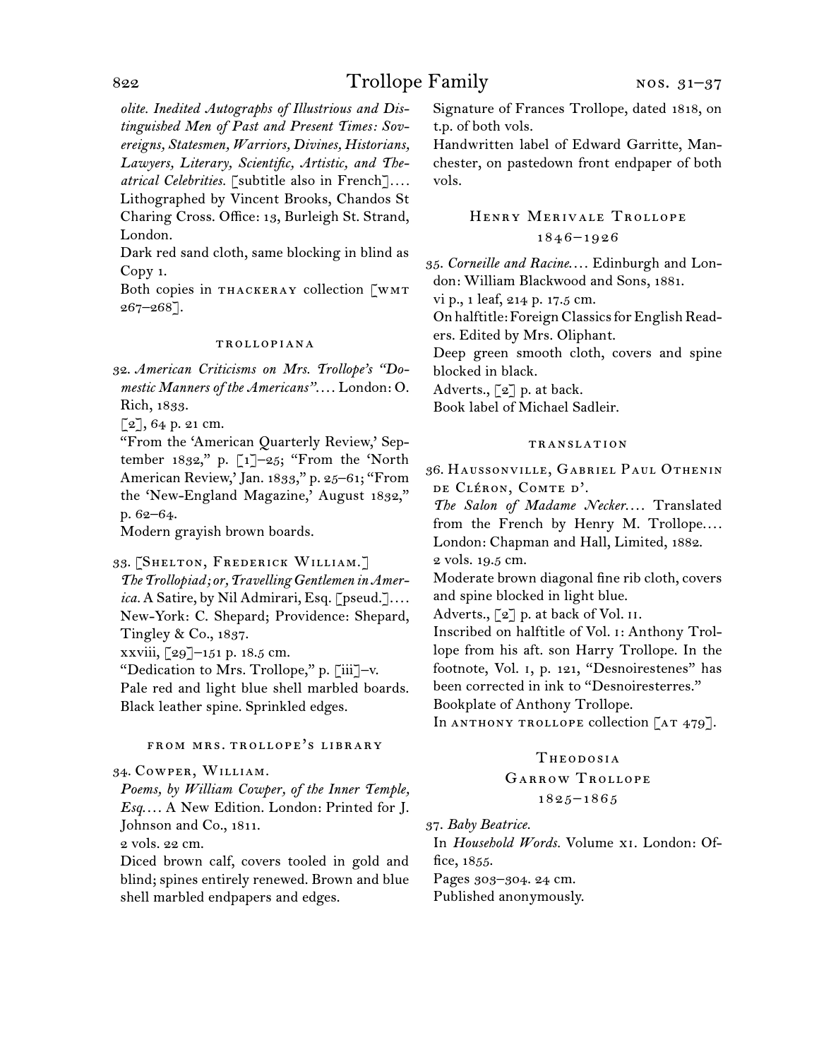*olite. Inedited Autographs of Illustrious and Distinguished Men of Past and Present Times: Sovereigns, Statesmen, Warriors, Divines, Historians, Lawyers, Literary, Scientific, Artistic, and Theatrical Celebrities.* [subtitle also in French]. . . . Lithographed by Vincent Brooks, Chandos St Charing Cross. Office: 13, Burleigh St. Strand, London.
Dark red sand cloth, same blocking in blind as Copy 1.
Both copies in THACKERAY collection [WMT 267–268].

### TROLLOPIANA

32. *American Criticisms on Mrs. Trollope's "Domestic Manners of the Americans"*. . . . London: O. Rich, 1833.
[2], 64 p. 21 cm.
"From the 'American Quarterly Review,' September 1832," p. [1]–25; "From the 'North American Review,' Jan. 1833," p. 25–61; "From the 'New-England Magazine,' August 1832," p. 62–64.
Modern grayish brown boards.

33. [Shelton, Frederick William.]
*The Trollopiad; or, Travelling Gentlemen in America.* A Satire, by Nil Admirari, Esq. [pseud.]. . . . New-York: C. Shepard; Providence: Shepard, Tingley & Co., 1837.
xxviii, [29]–151 p. 18.5 cm.
"Dedication to Mrs. Trollope," p. [iii]–v.
Pale red and light blue shell marbled boards. Black leather spine. Sprinkled edges.

### FROM MRS. TROLLOPE'S LIBRARY

34. Cowper, William.
*Poems, by William Cowper, of the Inner Temple, Esq.* . . . A New Edition. London: Printed for J. Johnson and Co., 1811.
2 vols. 22 cm.
Diced brown calf, covers tooled in gold and blind; spines entirely renewed. Brown and blue shell marbled endpapers and edges.
Signature of Frances Trollope, dated 1818, on t.p. of both vols.
Handwritten label of Edward Garritte, Manchester, on pastedown front endpaper of both vols.

## Henry Merivale Trollope
## 1846–1926

35. *Corneille and Racine*. . . . Edinburgh and London: William Blackwood and Sons, 1881.
vi p., 1 leaf, 214 p. 17.5 cm.
On halftitle: Foreign Classics for English Readers. Edited by Mrs. Oliphant.
Deep green smooth cloth, covers and spine blocked in black.
Adverts., [2] p. at back.
Book label of Michael Sadleir.

### TRANSLATION

36. Haussonville, Gabriel Paul Othenin de Cléron, Comte d'.
*The Salon of Madame Necker*. . . . Translated from the French by Henry M. Trollope. . . . London: Chapman and Hall, Limited, 1882.
2 vols. 19.5 cm.
Moderate brown diagonal fine rib cloth, covers and spine blocked in light blue.
Adverts., [2] p. at back of Vol. II.
Inscribed on halftitle of Vol. I: Anthony Trollope from his aft. son Harry Trollope. In the footnote, Vol. I, p. 121, "Desnoirestenes" has been corrected in ink to "Desnoiresterres."
Bookplate of Anthony Trollope.
In ANTHONY TROLLOPE collection [AT 479].

## Theodosia Garrow Trollope
## 1825–1865

37. *Baby Beatrice.*
In *Household Words.* Volume XI. London: Office, 1855.
Pages 303–304. 24 cm.
Published anonymously.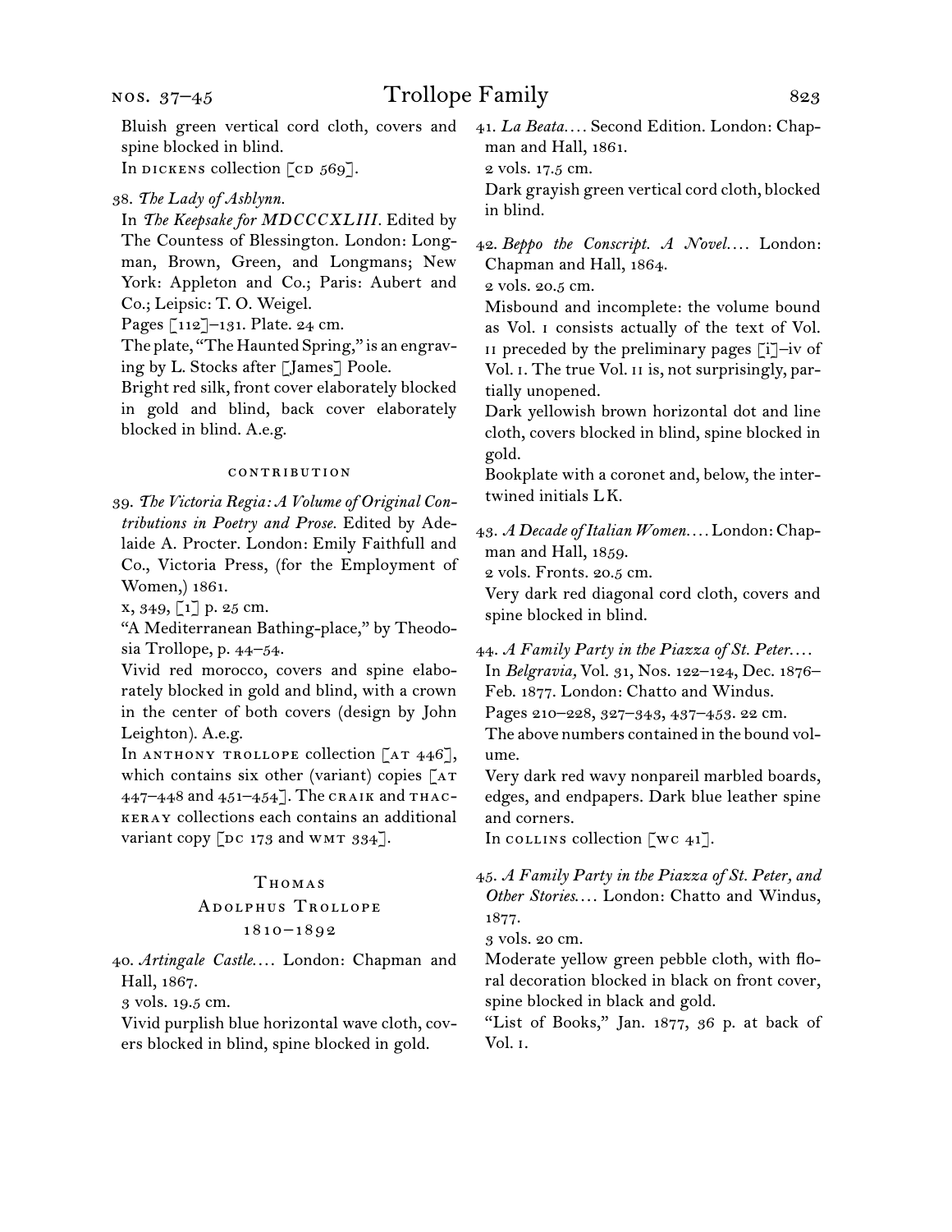Bluish green vertical cord cloth, covers and spine blocked in blind.

In DICKENS collection [CD 569].

38. *The Lady of Ashlynn.*

In *The Keepsake for MDCCCXLIII.* Edited by The Countess of Blessington. London: Longman, Brown, Green, and Longmans; New York: Appleton and Co.; Paris: Aubert and Co.; Leipsic: T. O. Weigel.

Pages [112]–131. Plate. 24 cm.

The plate, "The Haunted Spring," is an engraving by L. Stocks after [James] Poole.

Bright red silk, front cover elaborately blocked in gold and blind, back cover elaborately blocked in blind. A.e.g.

#### CONTRIBUTION

39. *The Victoria Regia: A Volume of Original Contributions in Poetry and Prose.* Edited by Adelaide A. Procter. London: Emily Faithfull and Co., Victoria Press, (for the Employment of Women,) 1861.

x, 349, [1] p. 25 cm.

"A Mediterranean Bathing-place," by Theodosia Trollope, p. 44–54.

Vivid red morocco, covers and spine elaborately blocked in gold and blind, with a crown in the center of both covers (design by John Leighton). A.e.g.

In ANTHONY TROLLOPE collection [AT 446], which contains six other (variant) copies [AT 447–448 and 451–454]. The CRAIK and THACKERAY collections each contains an additional variant copy [DC 173 and WMT 334].

## Thomas Adolphus Trollope
### 1810–1892

40. *Artingale Castle.* . . . London: Chapman and Hall, 1867.

3 vols. 19.5 cm.

Vivid purplish blue horizontal wave cloth, covers blocked in blind, spine blocked in gold.

41. *La Beata.* . . . Second Edition. London: Chapman and Hall, 1861.

2 vols. 17.5 cm.

Dark grayish green vertical cord cloth, blocked in blind.

42. *Beppo the Conscript. A Novel.* . . . London: Chapman and Hall, 1864.

2 vols. 20.5 cm.

Misbound and incomplete: the volume bound as Vol. I consists actually of the text of Vol. II preceded by the preliminary pages [i]–iv of Vol. I. The true Vol. II is, not surprisingly, partially unopened.

Dark yellowish brown horizontal dot and line cloth, covers blocked in blind, spine blocked in gold.

Bookplate with a coronet and, below, the intertwined initials LK.

43. *A Decade of Italian Women.* . . . London: Chapman and Hall, 1859.

2 vols. Fronts. 20.5 cm.

Very dark red diagonal cord cloth, covers and spine blocked in blind.

44. *A Family Party in the Piazza of St. Peter.* . . .

In *Belgravia,* Vol. 31, Nos. 122–124, Dec. 1876–Feb. 1877. London: Chatto and Windus.

Pages 210–228, 327–343, 437–453. 22 cm.

The above numbers contained in the bound volume.

Very dark red wavy nonpareil marbled boards, edges, and endpapers. Dark blue leather spine and corners.

In COLLINS collection [WC 41].

45. *A Family Party in the Piazza of St. Peter, and Other Stories.* . . . London: Chatto and Windus, 1877.

3 vols. 20 cm.

Moderate yellow green pebble cloth, with floral decoration blocked in black on front cover, spine blocked in black and gold.

"List of Books," Jan. 1877, 36 p. at back of Vol. I.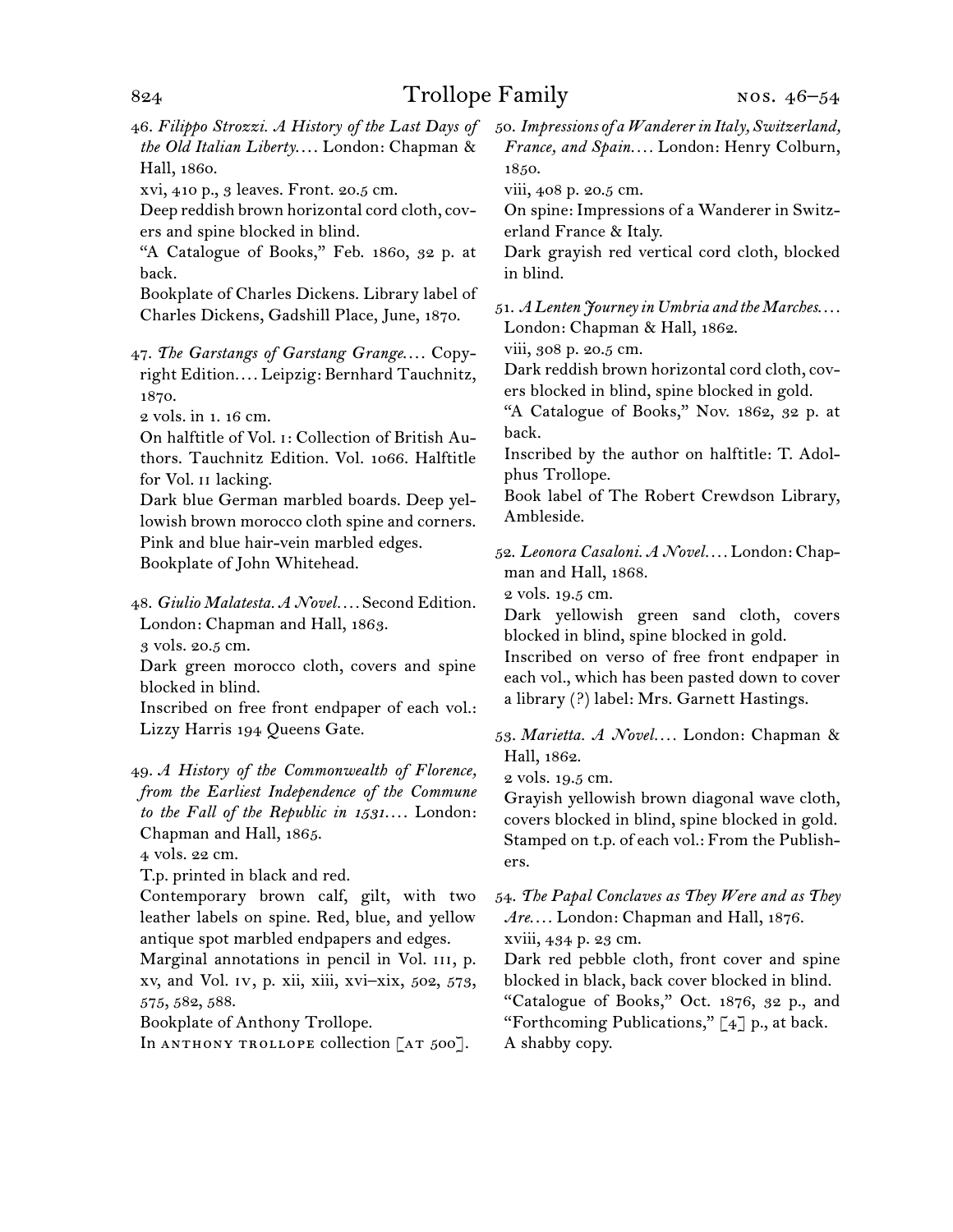46. *Filippo Strozzi. A History of the Last Days of the Old Italian Liberty.*… London: Chapman & Hall, 1860.
xvi, 410 p., 3 leaves. Front. 20.5 cm.
Deep reddish brown horizontal cord cloth, covers and spine blocked in blind.
"A Catalogue of Books," Feb. 1860, 32 p. at back.
Bookplate of Charles Dickens. Library label of Charles Dickens, Gadshill Place, June, 1870.

47. *The Garstangs of Garstang Grange.*… Copyright Edition.… Leipzig: Bernhard Tauchnitz, 1870.
2 vols. in 1. 16 cm.
On halftitle of Vol. I: Collection of British Authors. Tauchnitz Edition. Vol. 1066. Halftitle for Vol. II lacking.
Dark blue German marbled boards. Deep yellowish brown morocco cloth spine and corners. Pink and blue hair-vein marbled edges.
Bookplate of John Whitehead.

48. *Giulio Malatesta. A Novel.*… Second Edition. London: Chapman and Hall, 1863.
3 vols. 20.5 cm.
Dark green morocco cloth, covers and spine blocked in blind.
Inscribed on free front endpaper of each vol.: Lizzy Harris 194 Queens Gate.

49. *A History of the Commonwealth of Florence, from the Earliest Independence of the Commune to the Fall of the Republic in 1531.*… London: Chapman and Hall, 1865.
4 vols. 22 cm.
T.p. printed in black and red.
Contemporary brown calf, gilt, with two leather labels on spine. Red, blue, and yellow antique spot marbled endpapers and edges.
Marginal annotations in pencil in Vol. III, p. xv, and Vol. IV, p. xii, xiii, xvi–xix, 502, 573, 575, 582, 588.
Bookplate of Anthony Trollope.
In ANTHONY TROLLOPE collection [AT 500].

50. *Impressions of a Wanderer in Italy, Switzerland, France, and Spain.*… London: Henry Colburn, 1850.
viii, 408 p. 20.5 cm.
On spine: Impressions of a Wanderer in Switzerland France & Italy.
Dark grayish red vertical cord cloth, blocked in blind.

51. *A Lenten Journey in Umbria and the Marches.*… London: Chapman & Hall, 1862.
viii, 308 p. 20.5 cm.
Dark reddish brown horizontal cord cloth, covers blocked in blind, spine blocked in gold.
"A Catalogue of Books," Nov. 1862, 32 p. at back.
Inscribed by the author on halftitle: T. Adolphus Trollope.
Book label of The Robert Crewdson Library, Ambleside.

52. *Leonora Casaloni. A Novel.*… London: Chapman and Hall, 1868.
2 vols. 19.5 cm.
Dark yellowish green sand cloth, covers blocked in blind, spine blocked in gold.
Inscribed on verso of free front endpaper in each vol., which has been pasted down to cover a library (?) label: Mrs. Garnett Hastings.

53. *Marietta. A Novel.*… London: Chapman & Hall, 1862.
2 vols. 19.5 cm.
Grayish yellowish brown diagonal wave cloth, covers blocked in blind, spine blocked in gold.
Stamped on t.p. of each vol.: From the Publishers.

54. *The Papal Conclaves as They Were and as They Are.*… London: Chapman and Hall, 1876.
xviii, 434 p. 23 cm.
Dark red pebble cloth, front cover and spine blocked in black, back cover blocked in blind.
"Catalogue of Books," Oct. 1876, 32 p., and "Forthcoming Publications," [4] p., at back.
A shabby copy.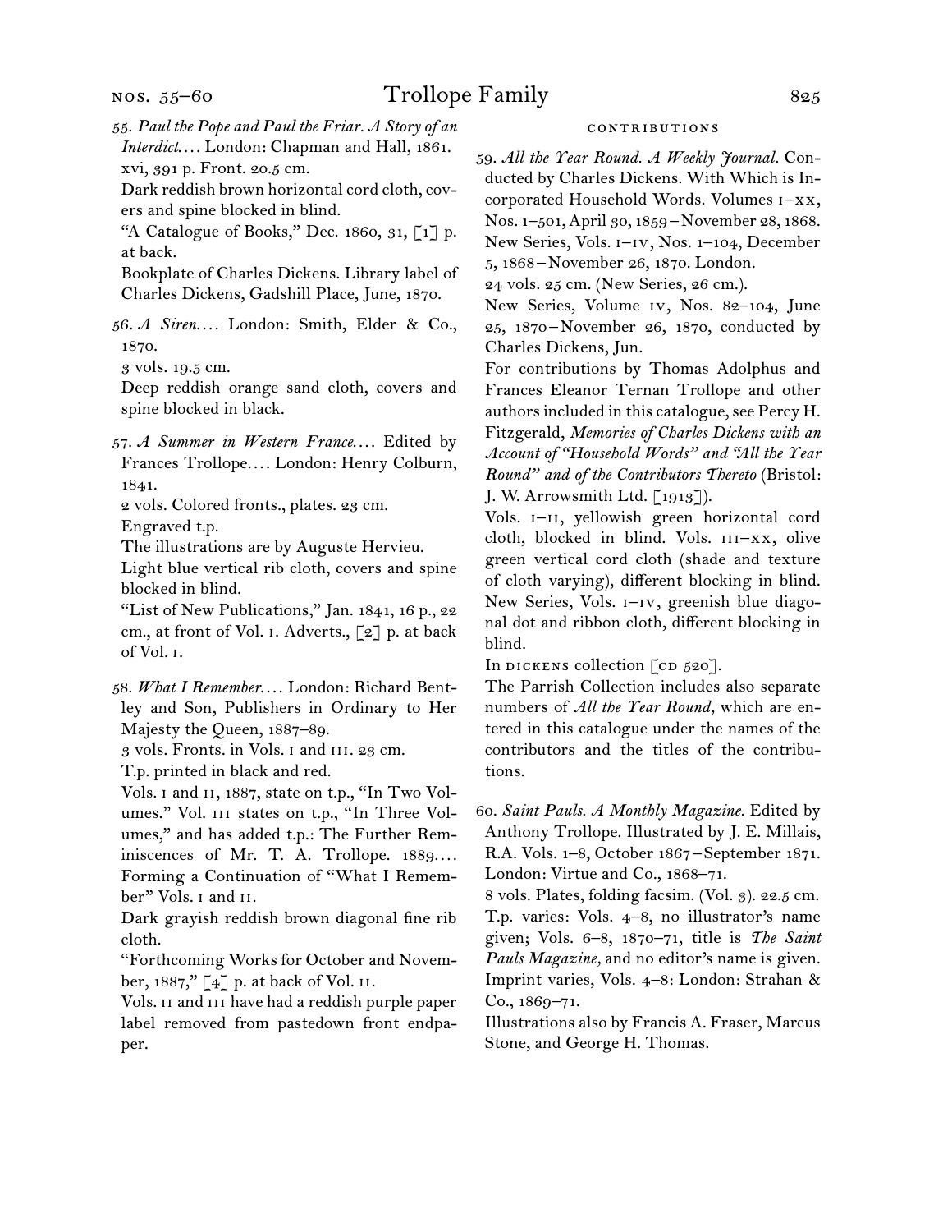55. *Paul the Pope and Paul the Friar. A Story of an Interdict.*… London: Chapman and Hall, 1861.
xvi, 391 p. Front. 20.5 cm.
Dark reddish brown horizontal cord cloth, covers and spine blocked in blind.
"A Catalogue of Books," Dec. 1860, 31, [1] p. at back.
Bookplate of Charles Dickens. Library label of Charles Dickens, Gadshill Place, June, 1870.

56. *A Siren.*… London: Smith, Elder & Co., 1870.
3 vols. 19.5 cm.
Deep reddish orange sand cloth, covers and spine blocked in black.

57. *A Summer in Western France.*… Edited by Frances Trollope.… London: Henry Colburn, 1841.
2 vols. Colored fronts., plates. 23 cm.
Engraved t.p.
The illustrations are by Auguste Hervieu.
Light blue vertical rib cloth, covers and spine blocked in blind.
"List of New Publications," Jan. 1841, 16 p., 22 cm., at front of Vol. i. Adverts., [2] p. at back of Vol. i.

58. *What I Remember.*… London: Richard Bentley and Son, Publishers in Ordinary to Her Majesty the Queen, 1887–89.
3 vols. Fronts. in Vols. i and iii. 23 cm.
T.p. printed in black and red.
Vols. i and ii, 1887, state on t.p., "In Two Volumes." Vol. iii states on t.p., "In Three Volumes," and has added t.p.: The Further Reminiscences of Mr. T. A. Trollope. 1889.… Forming a Continuation of "What I Remember" Vols. i and ii.
Dark grayish reddish brown diagonal fine rib cloth.
"Forthcoming Works for October and November, 1887," [4] p. at back of Vol. ii.
Vols. ii and iii have had a reddish purple paper label removed from pastedown front endpaper.

### contributions

59. *All the Year Round. A Weekly Journal.* Conducted by Charles Dickens. With Which is Incorporated Household Words. Volumes i–xx, Nos. 1–501, April 30, 1859 – November 28, 1868. New Series, Vols. i–iv, Nos. 1–104, December 5, 1868 – November 26, 1870. London.
24 vols. 25 cm. (New Series, 26 cm.).
New Series, Volume iv, Nos. 82–104, June 25, 1870 – November 26, 1870, conducted by Charles Dickens, Jun.
For contributions by Thomas Adolphus and Frances Eleanor Ternan Trollope and other authors included in this catalogue, see Percy H. Fitzgerald, *Memories of Charles Dickens with an Account of "Household Words" and "All the Year Round" and of the Contributors Thereto* (Bristol: J. W. Arrowsmith Ltd. [1913]).
Vols. i–ii, yellowish green horizontal cord cloth, blocked in blind. Vols. iii–xx, olive green vertical cord cloth (shade and texture of cloth varying), different blocking in blind. New Series, Vols. i–iv, greenish blue diagonal dot and ribbon cloth, different blocking in blind.
In dickens collection [cd 520].
The Parrish Collection includes also separate numbers of *All the Year Round,* which are entered in this catalogue under the names of the contributors and the titles of the contributions.

60. *Saint Pauls. A Monthly Magazine.* Edited by Anthony Trollope. Illustrated by J. E. Millais, R.A. Vols. 1–8, October 1867 – September 1871. London: Virtue and Co., 1868–71.
8 vols. Plates, folding facsim. (Vol. 3). 22.5 cm.
T.p. varies: Vols. 4–8, no illustrator's name given; Vols. 6–8, 1870–71, title is *The Saint Pauls Magazine,* and no editor's name is given.
Imprint varies, Vols. 4–8: London: Strahan & Co., 1869–71.
Illustrations also by Francis A. Fraser, Marcus Stone, and George H. Thomas.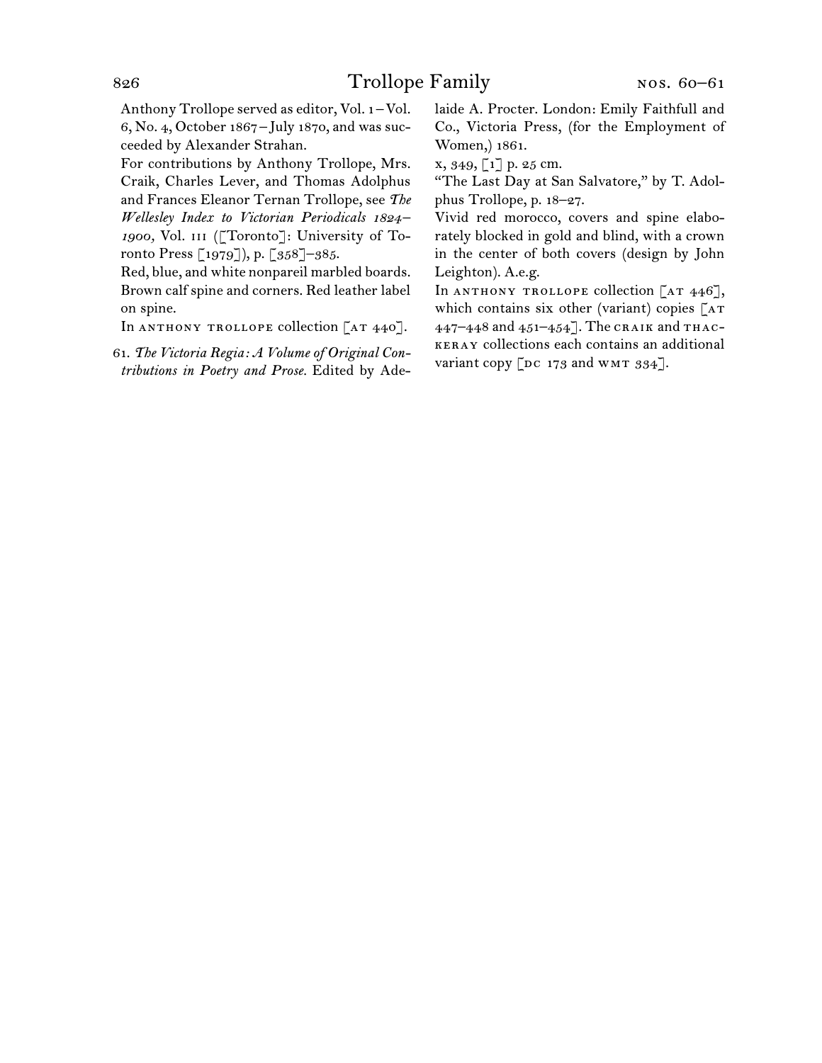Anthony Trollope served as editor, Vol. 1 – Vol. 6, No. 4, October 1867 – July 1870, and was succeeded by Alexander Strahan.

For contributions by Anthony Trollope, Mrs. Craik, Charles Lever, and Thomas Adolphus and Frances Eleanor Ternan Trollope, see *The Wellesley Index to Victorian Periodicals 1824–1900,* Vol. III ([Toronto]: University of Toronto Press [1979]), p. [358]–385.

Red, blue, and white nonpareil marbled boards. Brown calf spine and corners. Red leather label on spine.

In ANTHONY TROLLOPE collection [AT 440].

61. *The Victoria Regia: A Volume of Original Contributions in Poetry and Prose.* Edited by Adelaide A. Procter. London: Emily Faithfull and Co., Victoria Press, (for the Employment of Women,) 1861.

x, 349, [1] p. 25 cm.

"The Last Day at San Salvatore," by T. Adolphus Trollope, p. 18–27.

Vivid red morocco, covers and spine elaborately blocked in gold and blind, with a crown in the center of both covers (design by John Leighton). A.e.g.

In ANTHONY TROLLOPE collection [AT 446], which contains six other (variant) copies [AT 447–448 and 451–454]. The CRAIK and THACKERAY collections each contains an additional variant copy [DC 173 and WMT 334].